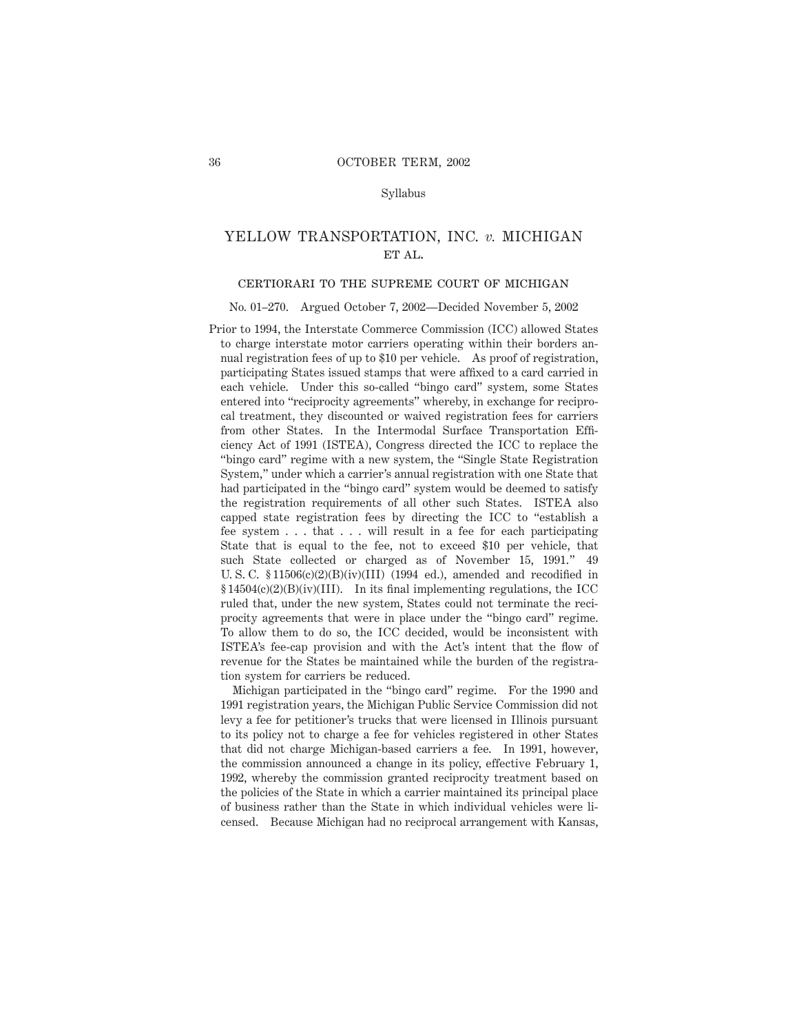Syllabus

# YELLOW TRANSPORTATION, INC. *v.* MICHIGAN ET AL.

## CERTIORARI TO THE SUPREME COURT OF MICHIGAN

No. 01–270. Argued October 7, 2002—Decided November 5, 2002

Prior to 1994, the Interstate Commerce Commission (ICC) allowed States to charge interstate motor carriers operating within their borders annual registration fees of up to $10 per vehicle. As proof of registration, participating States issued stamps that were affixed to a card carried in each vehicle. Under this so-called "bingo card" system, some States entered into "reciprocity agreements" whereby, in exchange for reciprocal treatment, they discounted or waived registration fees for carriers from other States. In the Intermodal Surface Transportation Efficiency Act of 1991 (ISTEA), Congress directed the ICC to replace the "bingo card" regime with a new system, the "Single State Registration System," under which a carrier's annual registration with one State that had participated in the "bingo card" system would be deemed to satisfy the registration requirements of all other such States. ISTEA also capped state registration fees by directing the ICC to "establish a fee system . . . that . . . will result in a fee for each participating State that is equal to the fee, not to exceed $10 per vehicle, that such State collected or charged as of November 15, 1991." 49 U. S. C. § 11506(c)(2)(B)(iv)(III) (1994 ed.), amended and recodified in § 14504(c)(2)(B)(iv)(III). In its final implementing regulations, the ICC ruled that, under the new system, States could not terminate the reciprocity agreements that were in place under the "bingo card" regime. To allow them to do so, the ICC decided, would be inconsistent with ISTEA's fee-cap provision and with the Act's intent that the flow of revenue for the States be maintained while the burden of the registration system for carriers be reduced.

Michigan participated in the "bingo card" regime. For the 1990 and 1991 registration years, the Michigan Public Service Commission did not levy a fee for petitioner's trucks that were licensed in Illinois pursuant to its policy not to charge a fee for vehicles registered in other States that did not charge Michigan-based carriers a fee. In 1991, however, the commission announced a change in its policy, effective February 1, 1992, whereby the commission granted reciprocity treatment based on the policies of the State in which a carrier maintained its principal place of business rather than the State in which individual vehicles were licensed. Because Michigan had no reciprocal arrangement with Kansas,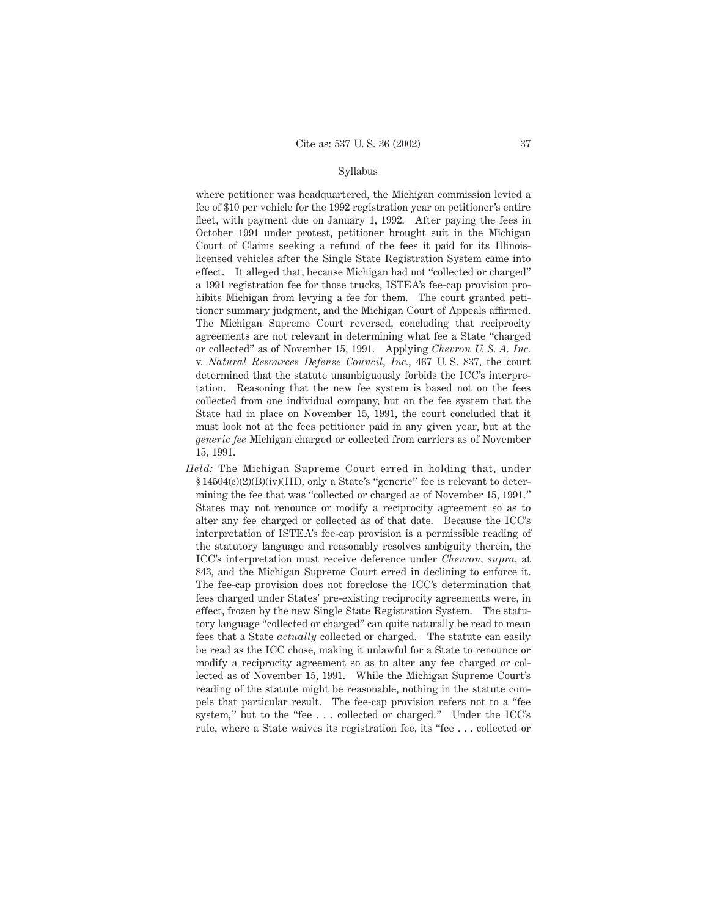where petitioner was headquartered, the Michigan commission levied a fee of $10 per vehicle for the 1992 registration year on petitioner's entire fleet, with payment due on January 1, 1992. After paying the fees in October 1991 under protest, petitioner brought suit in the Michigan Court of Claims seeking a refund of the fees it paid for its Illinois-licensed vehicles after the Single State Registration System came into effect. It alleged that, because Michigan had not "collected or charged" a 1991 registration fee for those trucks, ISTEA's fee-cap provision prohibits Michigan from levying a fee for them. The court granted petitioner summary judgment, and the Michigan Court of Appeals affirmed. The Michigan Supreme Court reversed, concluding that reciprocity agreements are not relevant in determining what fee a State "charged or collected" as of November 15, 1991. Applying *Chevron U. S. A. Inc.* v. *Natural Resources Defense Council, Inc.*, 467 U. S. 837, the court determined that the statute unambiguously forbids the ICC's interpretation. Reasoning that the new fee system is based not on the fees collected from one individual company, but on the fee system that the State had in place on November 15, 1991, the court concluded that it must look not at the fees petitioner paid in any given year, but at the *generic fee* Michigan charged or collected from carriers as of November 15, 1991.

*Held:* The Michigan Supreme Court erred in holding that, under § 14504(c)(2)(B)(iv)(III), only a State's "generic" fee is relevant to determining the fee that was "collected or charged as of November 15, 1991." States may not renounce or modify a reciprocity agreement so as to alter any fee charged or collected as of that date. Because the ICC's interpretation of ISTEA's fee-cap provision is a permissible reading of the statutory language and reasonably resolves ambiguity therein, the ICC's interpretation must receive deference under *Chevron, supra,* at 843, and the Michigan Supreme Court erred in declining to enforce it. The fee-cap provision does not foreclose the ICC's determination that fees charged under States' pre-existing reciprocity agreements were, in effect, frozen by the new Single State Registration System. The statutory language "collected or charged" can quite naturally be read to mean fees that a State *actually* collected or charged. The statute can easily be read as the ICC chose, making it unlawful for a State to renounce or modify a reciprocity agreement so as to alter any fee charged or collected as of November 15, 1991. While the Michigan Supreme Court's reading of the statute might be reasonable, nothing in the statute compels that particular result. The fee-cap provision refers not to a "fee system," but to the "fee . . . collected or charged." Under the ICC's rule, where a State waives its registration fee, its "fee . . . collected or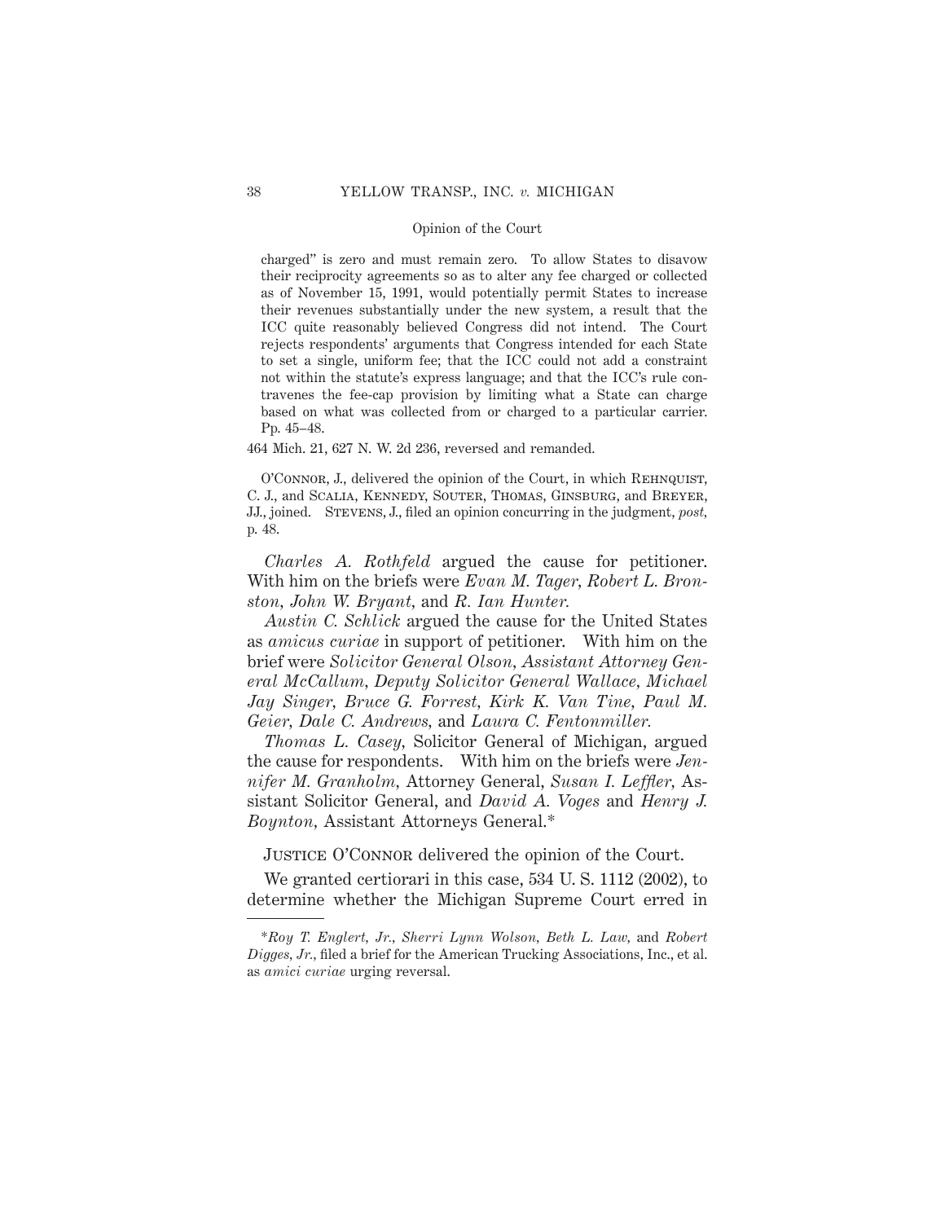charged" is zero and must remain zero. To allow States to disavow their reciprocity agreements so as to alter any fee charged or collected as of November 15, 1991, would potentially permit States to increase their revenues substantially under the new system, a result that the ICC quite reasonably believed Congress did not intend. The Court rejects respondents' arguments that Congress intended for each State to set a single, uniform fee; that the ICC could not add a constraint not within the statute's express language; and that the ICC's rule contravenes the fee-cap provision by limiting what a State can charge based on what was collected from or charged to a particular carrier. Pp. 45–48.

464 Mich. 21, 627 N. W. 2d 236, reversed and remanded.

O'Connor, J., delivered the opinion of the Court, in which Rehnquist, C. J., and Scalia, Kennedy, Souter, Thomas, Ginsburg, and Breyer, JJ., joined. Stevens, J., filed an opinion concurring in the judgment, *post*, p. 48.

*Charles A. Rothfeld* argued the cause for petitioner. With him on the briefs were *Evan M. Tager*, *Robert L. Bronston*, *John W. Bryant*, and *R. Ian Hunter*.

*Austin C. Schlick* argued the cause for the United States as *amicus curiae* in support of petitioner. With him on the brief were *Solicitor General Olson*, *Assistant Attorney General McCallum*, *Deputy Solicitor General Wallace*, *Michael Jay Singer*, *Bruce G. Forrest*, *Kirk K. Van Tine*, *Paul M. Geier*, *Dale C. Andrews*, and *Laura C. Fentonmiller*.

*Thomas L. Casey*, Solicitor General of Michigan, argued the cause for respondents. With him on the briefs were *Jennifer M. Granholm*, Attorney General, *Susan I. Leffler*, Assistant Solicitor General, and *David A. Voges* and *Henry J. Boynton*, Assistant Attorneys General.*

Justice O'Connor delivered the opinion of the Court.

We granted certiorari in this case, 534 U. S. 1112 (2002), to determine whether the Michigan Supreme Court erred in

---

*Roy T. Englert, Jr., Sherri Lynn Wolson, Beth L. Law,* and *Robert Digges, Jr.*, filed a brief for the American Trucking Associations, Inc., et al. as *amici curiae* urging reversal.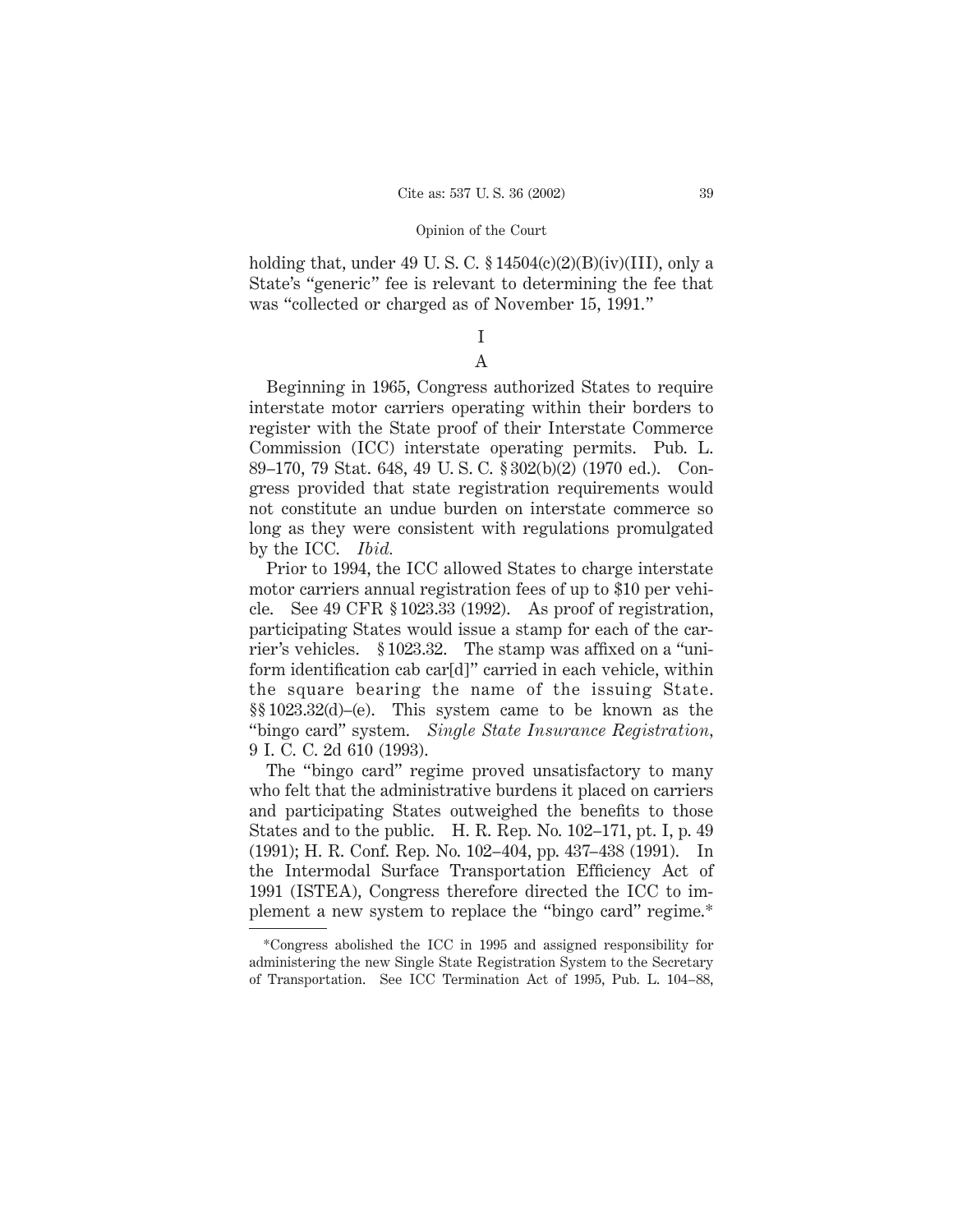holding that, under 49 U. S. C. § 14504(c)(2)(B)(iv)(III), only a State's "generic" fee is relevant to determining the fee that was "collected or charged as of November 15, 1991."

# I

## A

Beginning in 1965, Congress authorized States to require interstate motor carriers operating within their borders to register with the State proof of their Interstate Commerce Commission (ICC) interstate operating permits. Pub. L. 89–170, 79 Stat. 648, 49 U. S. C. § 302(b)(2) (1970 ed.). Congress provided that state registration requirements would not constitute an undue burden on interstate commerce so long as they were consistent with regulations promulgated by the ICC. *Ibid.*

Prior to 1994, the ICC allowed States to charge interstate motor carriers annual registration fees of up to $10 per vehicle. See 49 CFR § 1023.33 (1992). As proof of registration, participating States would issue a stamp for each of the carrier's vehicles. § 1023.32. The stamp was affixed on a "uniform identification cab car[d]" carried in each vehicle, within the square bearing the name of the issuing State. §§ 1023.32(d)–(e). This system came to be known as the "bingo card" system. *Single State Insurance Registration*, 9 I. C. C. 2d 610 (1993).

The "bingo card" regime proved unsatisfactory to many who felt that the administrative burdens it placed on carriers and participating States outweighed the benefits to those States and to the public. H. R. Rep. No. 102–171, pt. I, p. 49 (1991); H. R. Conf. Rep. No. 102–404, pp. 437–438 (1991). In the Intermodal Surface Transportation Efficiency Act of 1991 (ISTEA), Congress therefore directed the ICC to implement a new system to replace the "bingo card" regime.*

*Congress abolished the ICC in 1995 and assigned responsibility for administering the new Single State Registration System to the Secretary of Transportation. See ICC Termination Act of 1995, Pub. L. 104–88,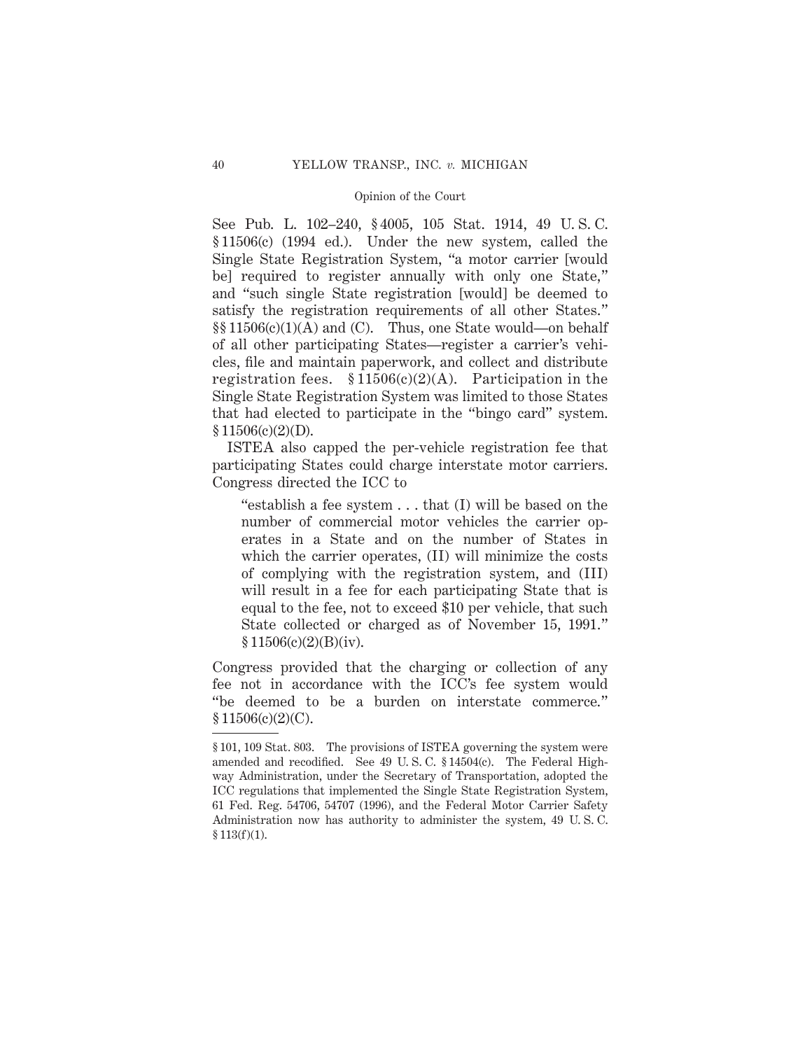See Pub. L. 102–240, § 4005, 105 Stat. 1914, 49 U. S. C. § 11506(c) (1994 ed.). Under the new system, called the Single State Registration System, "a motor carrier [would be] required to register annually with only one State," and "such single State registration [would] be deemed to satisfy the registration requirements of all other States." §§ 11506(c)(1)(A) and (C). Thus, one State would—on behalf of all other participating States—register a carrier's vehicles, file and maintain paperwork, and collect and distribute registration fees. § 11506(c)(2)(A). Participation in the Single State Registration System was limited to those States that had elected to participate in the "bingo card" system. § 11506(c)(2)(D).

ISTEA also capped the per-vehicle registration fee that participating States could charge interstate motor carriers. Congress directed the ICC to

> "establish a fee system . . . that (I) will be based on the number of commercial motor vehicles the carrier operates in a State and on the number of States in which the carrier operates, (II) will minimize the costs of complying with the registration system, and (III) will result in a fee for each participating State that is equal to the fee, not to exceed $10 per vehicle, that such State collected or charged as of November 15, 1991." § 11506(c)(2)(B)(iv).

Congress provided that the charging or collection of any fee not in accordance with the ICC's fee system would "be deemed to be a burden on interstate commerce." § 11506(c)(2)(C).

---

§ 101, 109 Stat. 803. The provisions of ISTEA governing the system were amended and recodified. See 49 U. S. C. § 14504(c). The Federal Highway Administration, under the Secretary of Transportation, adopted the ICC regulations that implemented the Single State Registration System, 61 Fed. Reg. 54706, 54707 (1996), and the Federal Motor Carrier Safety Administration now has authority to administer the system, 49 U. S. C. § 113(f)(1).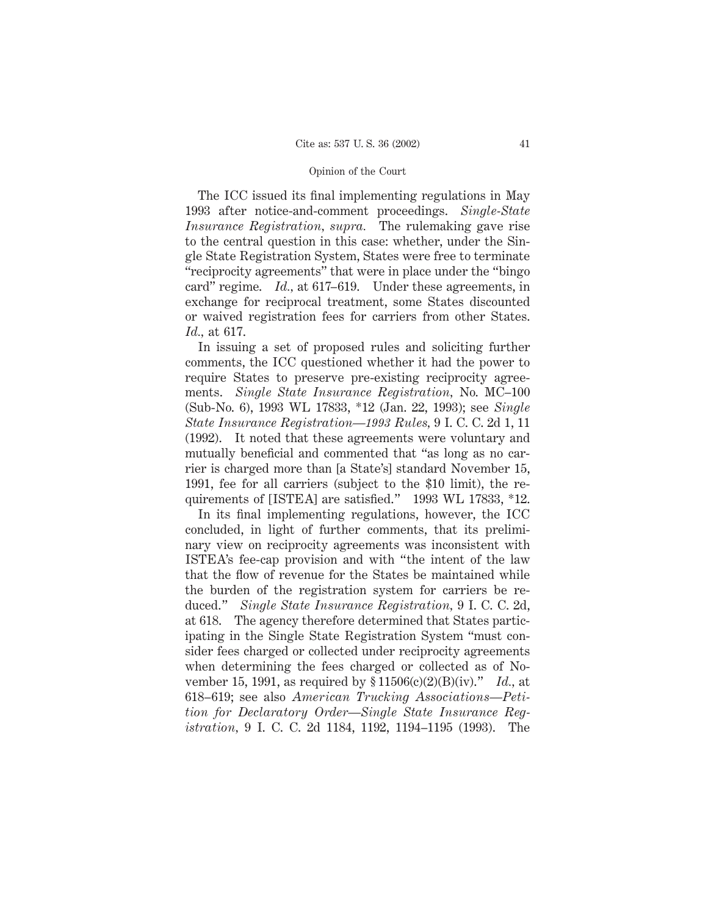The ICC issued its final implementing regulations in May 1993 after notice-and-comment proceedings. *Single-State Insurance Registration, supra.* The rulemaking gave rise to the central question in this case: whether, under the Single State Registration System, States were free to terminate "reciprocity agreements" that were in place under the "bingo card" regime. *Id.,* at 617–619. Under these agreements, in exchange for reciprocal treatment, some States discounted or waived registration fees for carriers from other States. *Id.,* at 617.

In issuing a set of proposed rules and soliciting further comments, the ICC questioned whether it had the power to require States to preserve pre-existing reciprocity agreements. *Single State Insurance Registration,* No. MC–100 (Sub-No. 6), 1993 WL 17833, *12 (Jan. 22, 1993); see *Single State Insurance Registration—1993 Rules,* 9 I. C. C. 2d 1, 11 (1992). It noted that these agreements were voluntary and mutually beneficial and commented that "as long as no carrier is charged more than [a State's] standard November 15, 1991, fee for all carriers (subject to the $10 limit), the requirements of [ISTEA] are satisfied." 1993 WL 17833, *12.

In its final implementing regulations, however, the ICC concluded, in light of further comments, that its preliminary view on reciprocity agreements was inconsistent with ISTEA's fee-cap provision and with "the intent of the law that the flow of revenue for the States be maintained while the burden of the registration system for carriers be reduced." *Single State Insurance Registration,* 9 I. C. C. 2d, at 618. The agency therefore determined that States participating in the Single State Registration System "must consider fees charged or collected under reciprocity agreements when determining the fees charged or collected as of November 15, 1991, as required by § 11506(c)(2)(B)(iv)." *Id.,* at 618–619; see also *American Trucking Associations—Petition for Declaratory Order—Single State Insurance Registration,* 9 I. C. C. 2d 1184, 1192, 1194–1195 (1993). The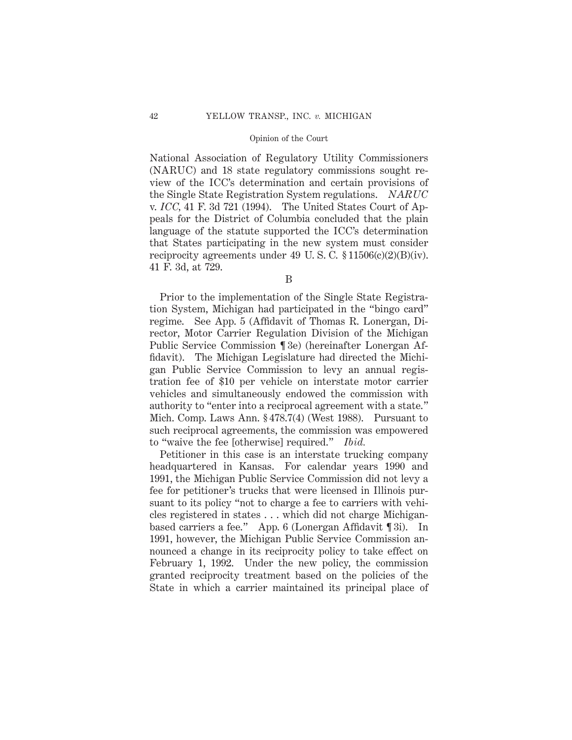National Association of Regulatory Utility Commissioners (NARUC) and 18 state regulatory commissions sought review of the ICC's determination and certain provisions of the Single State Registration System regulations. *NARUC* v. *ICC*, 41 F. 3d 721 (1994). The United States Court of Appeals for the District of Columbia concluded that the plain language of the statute supported the ICC's determination that States participating in the new system must consider reciprocity agreements under 49 U. S. C. § 11506(c)(2)(B)(iv). 41 F. 3d, at 729.

B

Prior to the implementation of the Single State Registration System, Michigan had participated in the "bingo card" regime. See App. 5 (Affidavit of Thomas R. Lonergan, Director, Motor Carrier Regulation Division of the Michigan Public Service Commission ¶ 3e) (hereinafter Lonergan Affidavit). The Michigan Legislature had directed the Michigan Public Service Commission to levy an annual registration fee of $10 per vehicle on interstate motor carrier vehicles and simultaneously endowed the commission with authority to "enter into a reciprocal agreement with a state." Mich. Comp. Laws Ann. § 478.7(4) (West 1988). Pursuant to such reciprocal agreements, the commission was empowered to "waive the fee [otherwise] required." *Ibid.*

Petitioner in this case is an interstate trucking company headquartered in Kansas. For calendar years 1990 and 1991, the Michigan Public Service Commission did not levy a fee for petitioner's trucks that were licensed in Illinois pursuant to its policy "not to charge a fee to carriers with vehicles registered in states . . . which did not charge Michigan-based carriers a fee." App. 6 (Lonergan Affidavit ¶ 3i). In 1991, however, the Michigan Public Service Commission announced a change in its reciprocity policy to take effect on February 1, 1992. Under the new policy, the commission granted reciprocity treatment based on the policies of the State in which a carrier maintained its principal place of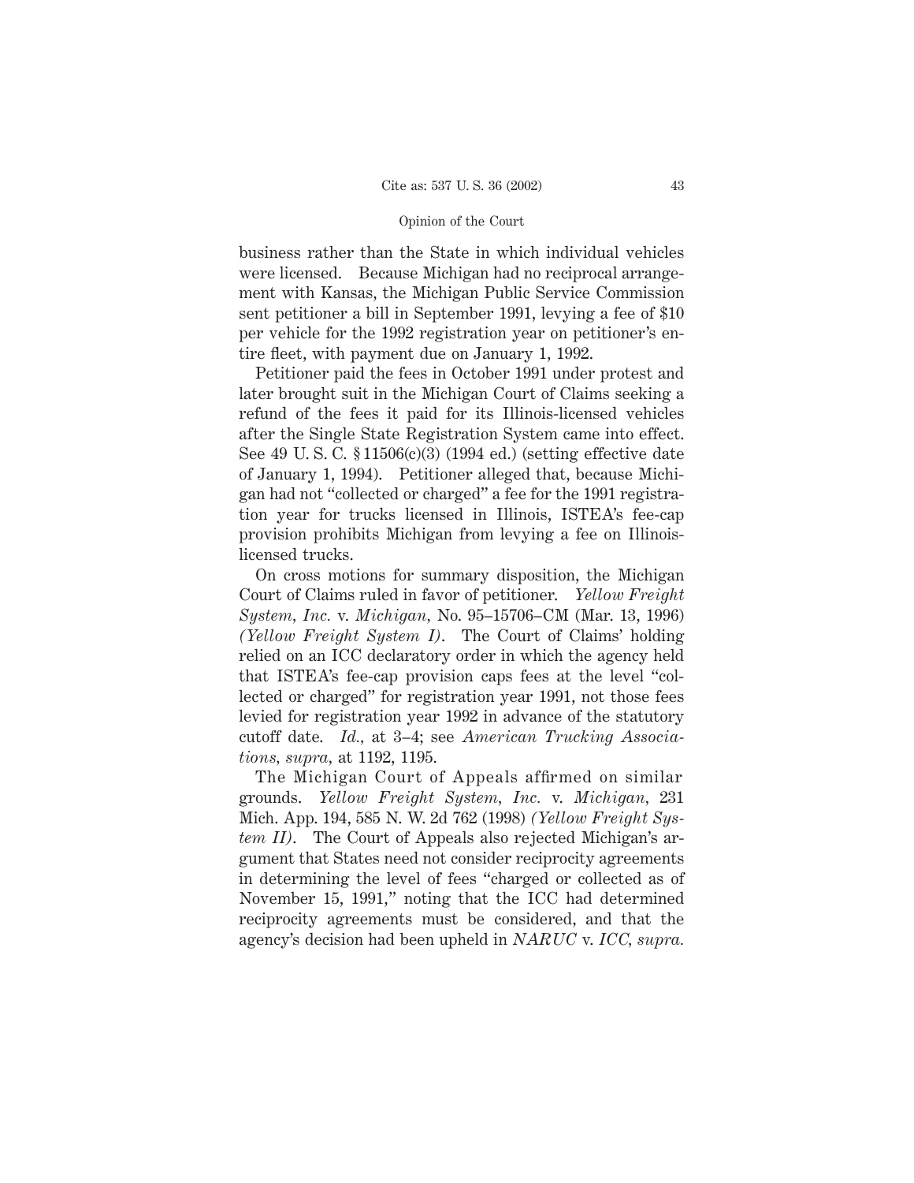business rather than the State in which individual vehicles were licensed. Because Michigan had no reciprocal arrangement with Kansas, the Michigan Public Service Commission sent petitioner a bill in September 1991, levying a fee of $10 per vehicle for the 1992 registration year on petitioner's entire fleet, with payment due on January 1, 1992.

Petitioner paid the fees in October 1991 under protest and later brought suit in the Michigan Court of Claims seeking a refund of the fees it paid for its Illinois-licensed vehicles after the Single State Registration System came into effect. See 49 U. S. C. § 11506(c)(3) (1994 ed.) (setting effective date of January 1, 1994). Petitioner alleged that, because Michigan had not "collected or charged" a fee for the 1991 registration year for trucks licensed in Illinois, ISTEA's fee-cap provision prohibits Michigan from levying a fee on Illinois-licensed trucks.

On cross motions for summary disposition, the Michigan Court of Claims ruled in favor of petitioner. *Yellow Freight System, Inc.* v. *Michigan*, No. 95–15706–CM (Mar. 13, 1996) *(Yellow Freight System I)*. The Court of Claims' holding relied on an ICC declaratory order in which the agency held that ISTEA's fee-cap provision caps fees at the level "collected or charged" for registration year 1991, not those fees levied for registration year 1992 in advance of the statutory cutoff date. *Id.*, at 3–4; see *American Trucking Associations*, *supra*, at 1192, 1195.

The Michigan Court of Appeals affirmed on similar grounds. *Yellow Freight System, Inc.* v. *Michigan*, 231 Mich. App. 194, 585 N. W. 2d 762 (1998) *(Yellow Freight System II)*. The Court of Appeals also rejected Michigan's argument that States need not consider reciprocity agreements in determining the level of fees "charged or collected as of November 15, 1991," noting that the ICC had determined reciprocity agreements must be considered, and that the agency's decision had been upheld in *NARUC* v. *ICC*, *supra*.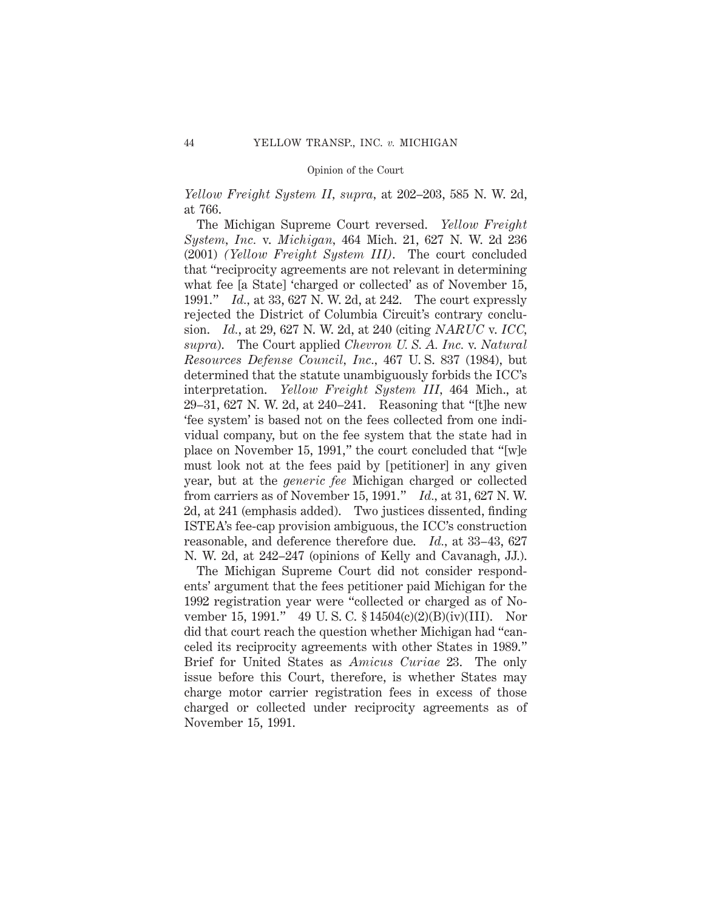*Yellow Freight System II*, *supra*, at 202–203, 585 N. W. 2d, at 766.

The Michigan Supreme Court reversed. *Yellow Freight System, Inc.* v. *Michigan*, 464 Mich. 21, 627 N. W. 2d 236 (2001) *(Yellow Freight System III)*. The court concluded that "reciprocity agreements are not relevant in determining what fee [a State] 'charged or collected' as of November 15, 1991." *Id.*, at 33, 627 N. W. 2d, at 242. The court expressly rejected the District of Columbia Circuit's contrary conclusion. *Id.*, at 29, 627 N. W. 2d, at 240 (citing *NARUC* v. *ICC*, *supra*). The Court applied *Chevron U. S. A. Inc.* v. *Natural Resources Defense Council, Inc.*, 467 U. S. 837 (1984), but determined that the statute unambiguously forbids the ICC's interpretation. *Yellow Freight System III*, 464 Mich., at 29–31, 627 N. W. 2d, at 240–241. Reasoning that "[t]he new 'fee system' is based not on the fees collected from one individual company, but on the fee system that the state had in place on November 15, 1991," the court concluded that "[w]e must look not at the fees paid by [petitioner] in any given year, but at the *generic fee* Michigan charged or collected from carriers as of November 15, 1991." *Id.*, at 31, 627 N. W. 2d, at 241 (emphasis added). Two justices dissented, finding ISTEA's fee-cap provision ambiguous, the ICC's construction reasonable, and deference therefore due. *Id.*, at 33–43, 627 N. W. 2d, at 242–247 (opinions of Kelly and Cavanagh, JJ.).

The Michigan Supreme Court did not consider respondents' argument that the fees petitioner paid Michigan for the 1992 registration year were "collected or charged as of November 15, 1991." 49 U. S. C. § 14504(c)(2)(B)(iv)(III). Nor did that court reach the question whether Michigan had "canceled its reciprocity agreements with other States in 1989." Brief for United States as *Amicus Curiae* 23. The only issue before this Court, therefore, is whether States may charge motor carrier registration fees in excess of those charged or collected under reciprocity agreements as of November 15, 1991.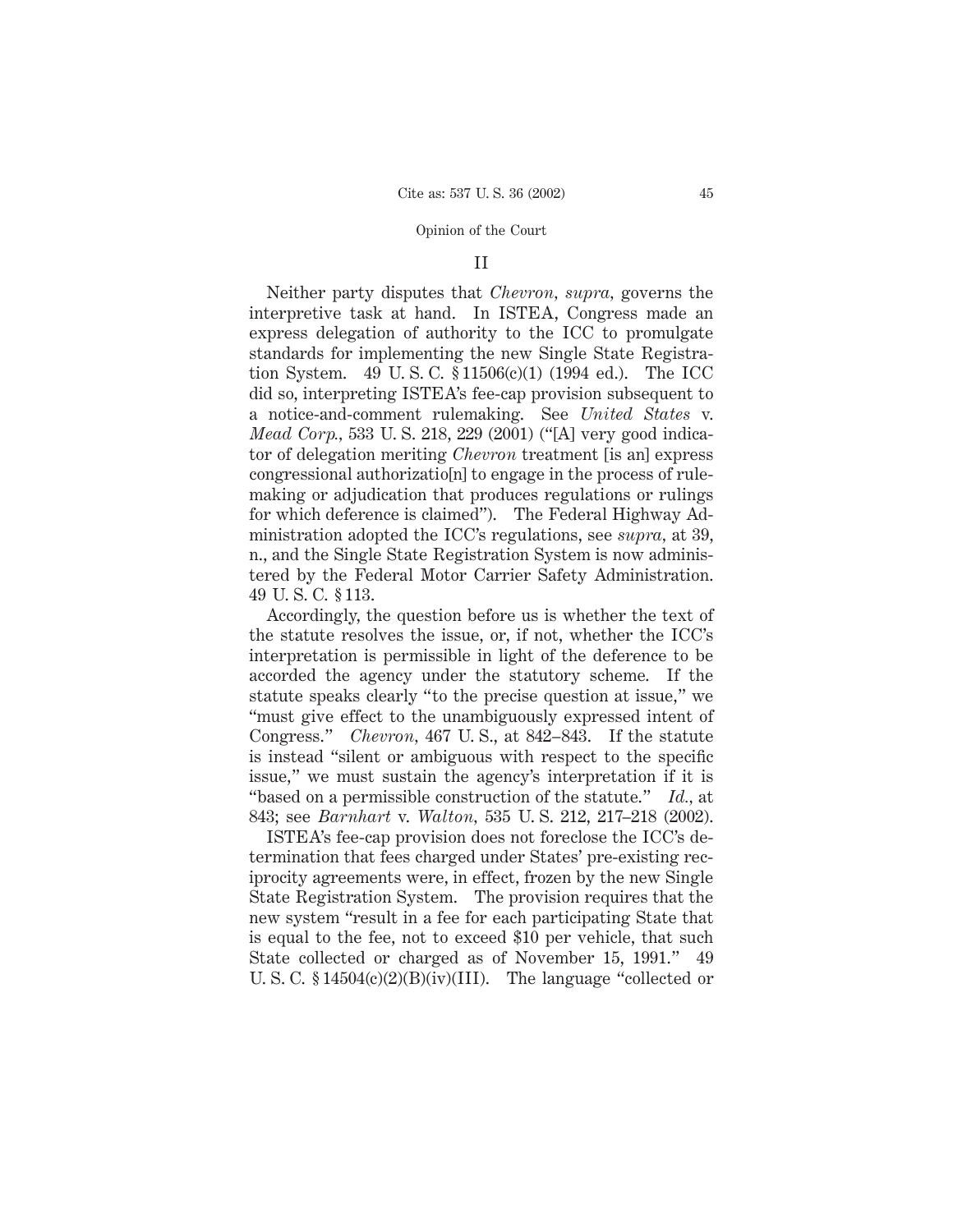## II

Neither party disputes that *Chevron, supra*, governs the interpretive task at hand. In ISTEA, Congress made an express delegation of authority to the ICC to promulgate standards for implementing the new Single State Registration System. 49 U. S. C. § 11506(c)(1) (1994 ed.). The ICC did so, interpreting ISTEA's fee-cap provision subsequent to a notice-and-comment rulemaking. See *United States* v. *Mead Corp.*, 533 U. S. 218, 229 (2001) ("[A] very good indicator of delegation meriting *Chevron* treatment [is an] express congressional authorizatio[n] to engage in the process of rule-making or adjudication that produces regulations or rulings for which deference is claimed"). The Federal Highway Administration adopted the ICC's regulations, see *supra*, at 39, n., and the Single State Registration System is now administered by the Federal Motor Carrier Safety Administration. 49 U. S. C. § 113.

Accordingly, the question before us is whether the text of the statute resolves the issue, or, if not, whether the ICC's interpretation is permissible in light of the deference to be accorded the agency under the statutory scheme. If the statute speaks clearly "to the precise question at issue," we "must give effect to the unambiguously expressed intent of Congress." *Chevron*, 467 U. S., at 842–843. If the statute is instead "silent or ambiguous with respect to the specific issue," we must sustain the agency's interpretation if it is "based on a permissible construction of the statute." *Id.*, at 843; see *Barnhart* v. *Walton*, 535 U. S. 212, 217–218 (2002).

ISTEA's fee-cap provision does not foreclose the ICC's determination that fees charged under States' pre-existing reciprocity agreements were, in effect, frozen by the new Single State Registration System. The provision requires that the new system "result in a fee for each participating State that is equal to the fee, not to exceed $10 per vehicle, that such State collected or charged as of November 15, 1991." 49 U. S. C. § 14504(c)(2)(B)(iv)(III). The language "collected or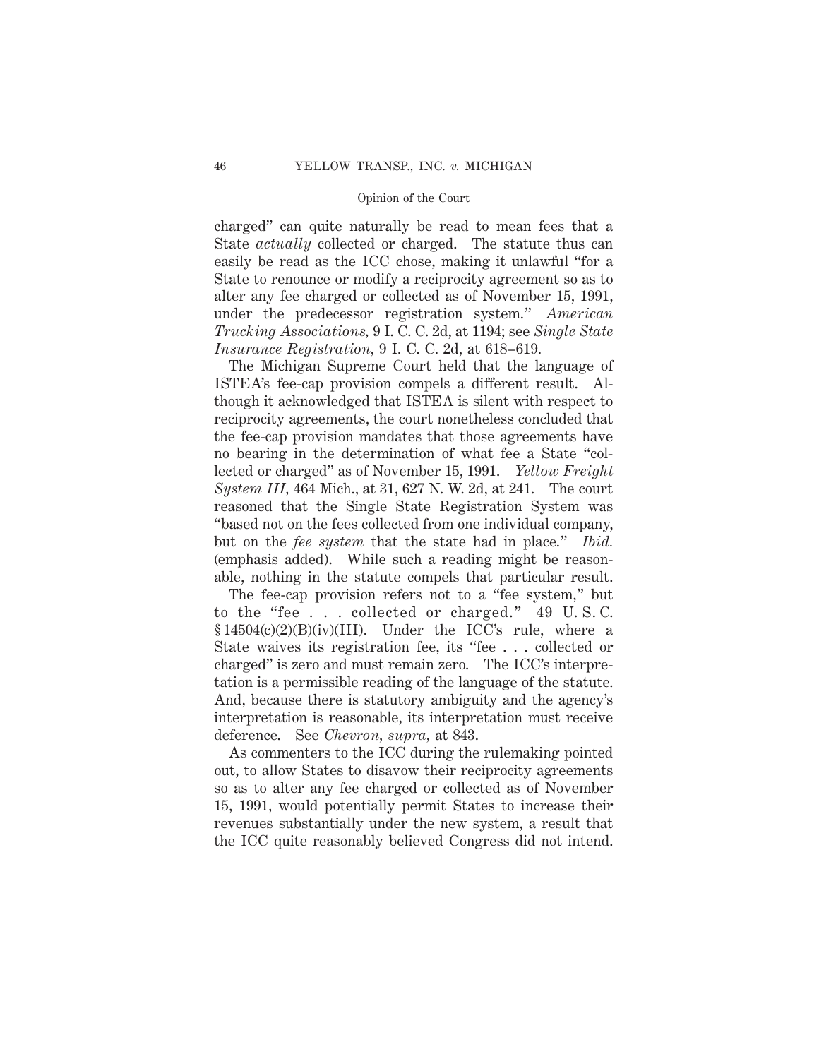charged" can quite naturally be read to mean fees that a State *actually* collected or charged. The statute thus can easily be read as the ICC chose, making it unlawful "for a State to renounce or modify a reciprocity agreement so as to alter any fee charged or collected as of November 15, 1991, under the predecessor registration system." *American Trucking Associations,* 9 I. C. C. 2d, at 1194; see *Single State Insurance Registration,* 9 I. C. C. 2d, at 618–619.

The Michigan Supreme Court held that the language of ISTEA's fee-cap provision compels a different result. Although it acknowledged that ISTEA is silent with respect to reciprocity agreements, the court nonetheless concluded that the fee-cap provision mandates that those agreements have no bearing in the determination of what fee a State "collected or charged" as of November 15, 1991. *Yellow Freight System III,* 464 Mich., at 31, 627 N. W. 2d, at 241. The court reasoned that the Single State Registration System was "based not on the fees collected from one individual company, but on the *fee system* that the state had in place." *Ibid.* (emphasis added). While such a reading might be reasonable, nothing in the statute compels that particular result.

The fee-cap provision refers not to a "fee system," but to the "fee . . . collected or charged." 49 U. S. C. § 14504(c)(2)(B)(iv)(III). Under the ICC's rule, where a State waives its registration fee, its "fee . . . collected or charged" is zero and must remain zero. The ICC's interpretation is a permissible reading of the language of the statute. And, because there is statutory ambiguity and the agency's interpretation is reasonable, its interpretation must receive deference. See *Chevron, supra,* at 843.

As commenters to the ICC during the rulemaking pointed out, to allow States to disavow their reciprocity agreements so as to alter any fee charged or collected as of November 15, 1991, would potentially permit States to increase their revenues substantially under the new system, a result that the ICC quite reasonably believed Congress did not intend.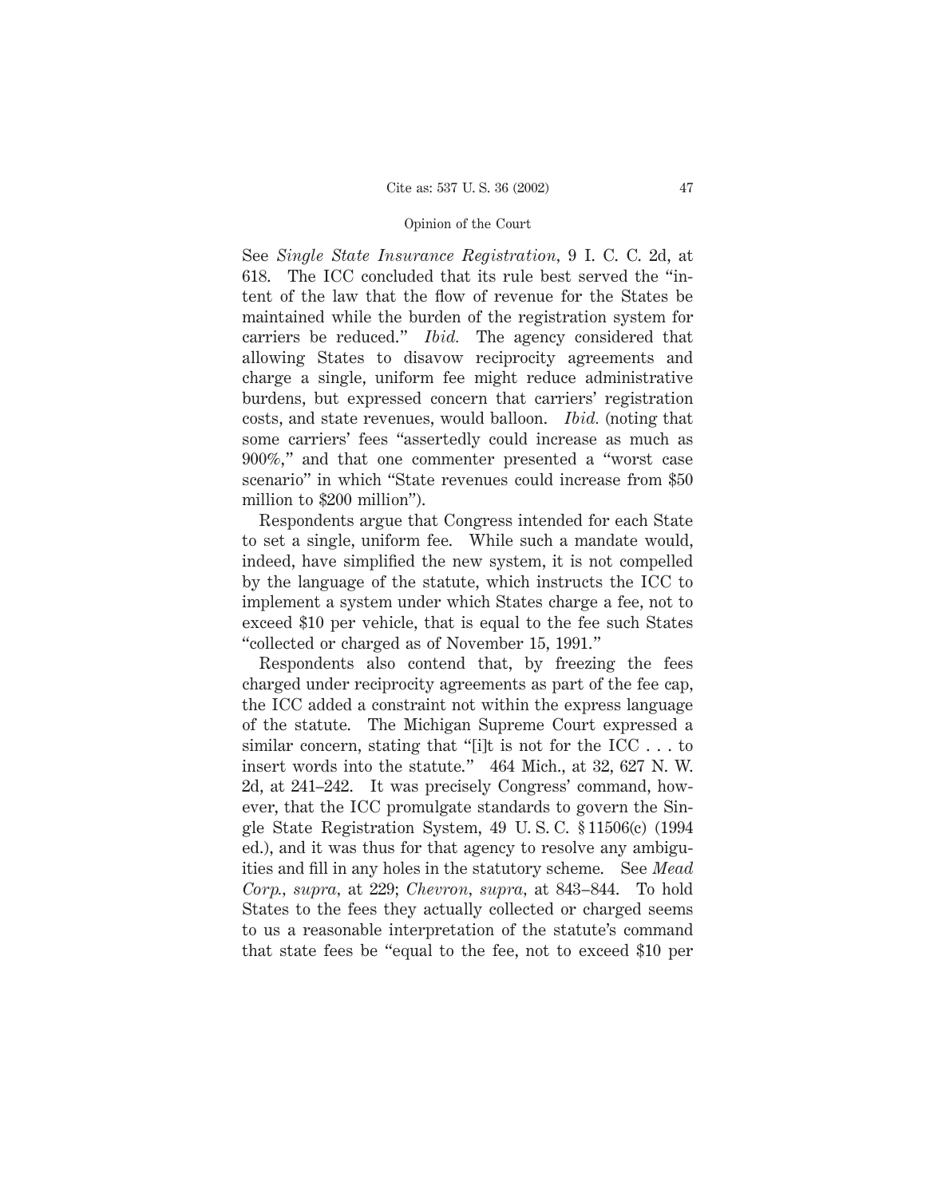See *Single State Insurance Registration*, 9 I. C. C. 2d, at 618. The ICC concluded that its rule best served the "intent of the law that the flow of revenue for the States be maintained while the burden of the registration system for carriers be reduced." *Ibid.* The agency considered that allowing States to disavow reciprocity agreements and charge a single, uniform fee might reduce administrative burdens, but expressed concern that carriers' registration costs, and state revenues, would balloon. *Ibid.* (noting that some carriers' fees "assertedly could increase as much as 900%," and that one commenter presented a "worst case scenario" in which "State revenues could increase from $50 million to $200 million").

Respondents argue that Congress intended for each State to set a single, uniform fee. While such a mandate would, indeed, have simplified the new system, it is not compelled by the language of the statute, which instructs the ICC to implement a system under which States charge a fee, not to exceed $10 per vehicle, that is equal to the fee such States "collected or charged as of November 15, 1991."

Respondents also contend that, by freezing the fees charged under reciprocity agreements as part of the fee cap, the ICC added a constraint not within the express language of the statute. The Michigan Supreme Court expressed a similar concern, stating that "[i]t is not for the ICC . . . to insert words into the statute." 464 Mich., at 32, 627 N. W. 2d, at 241–242. It was precisely Congress' command, however, that the ICC promulgate standards to govern the Single State Registration System, 49 U. S. C. § 11506(c) (1994 ed.), and it was thus for that agency to resolve any ambiguities and fill in any holes in the statutory scheme. See *Mead Corp.*, *supra*, at 229; *Chevron*, *supra*, at 843–844. To hold States to the fees they actually collected or charged seems to us a reasonable interpretation of the statute's command that state fees be "equal to the fee, not to exceed $10 per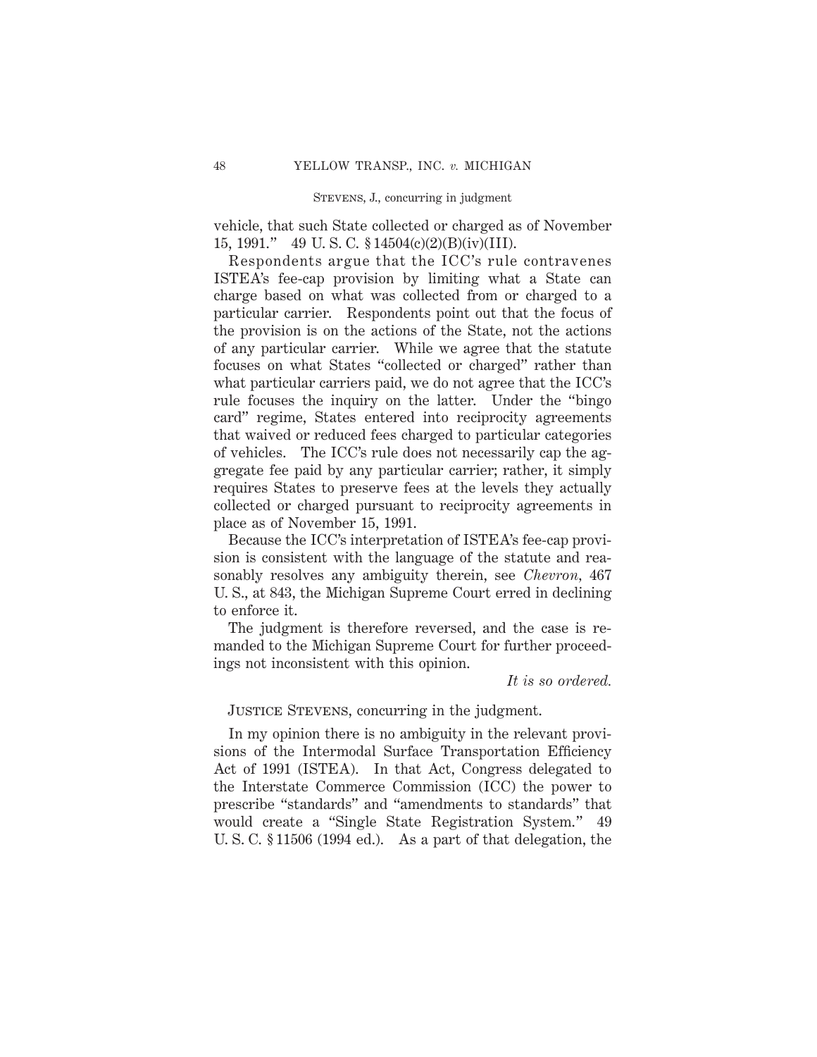vehicle, that such State collected or charged as of November 15, 1991." 49 U. S. C. § 14504(c)(2)(B)(iv)(III).

Respondents argue that the ICC's rule contravenes ISTEA's fee-cap provision by limiting what a State can charge based on what was collected from or charged to a particular carrier. Respondents point out that the focus of the provision is on the actions of the State, not the actions of any particular carrier. While we agree that the statute focuses on what States "collected or charged" rather than what particular carriers paid, we do not agree that the ICC's rule focuses the inquiry on the latter. Under the "bingo card" regime, States entered into reciprocity agreements that waived or reduced fees charged to particular categories of vehicles. The ICC's rule does not necessarily cap the aggregate fee paid by any particular carrier; rather, it simply requires States to preserve fees at the levels they actually collected or charged pursuant to reciprocity agreements in place as of November 15, 1991.

Because the ICC's interpretation of ISTEA's fee-cap provision is consistent with the language of the statute and reasonably resolves any ambiguity therein, see *Chevron*, 467 U. S., at 843, the Michigan Supreme Court erred in declining to enforce it.

The judgment is therefore reversed, and the case is remanded to the Michigan Supreme Court for further proceedings not inconsistent with this opinion.

*It is so ordered.*

Justice Stevens, concurring in the judgment.

In my opinion there is no ambiguity in the relevant provisions of the Intermodal Surface Transportation Efficiency Act of 1991 (ISTEA). In that Act, Congress delegated to the Interstate Commerce Commission (ICC) the power to prescribe "standards" and "amendments to standards" that would create a "Single State Registration System." 49 U. S. C. § 11506 (1994 ed.). As a part of that delegation, the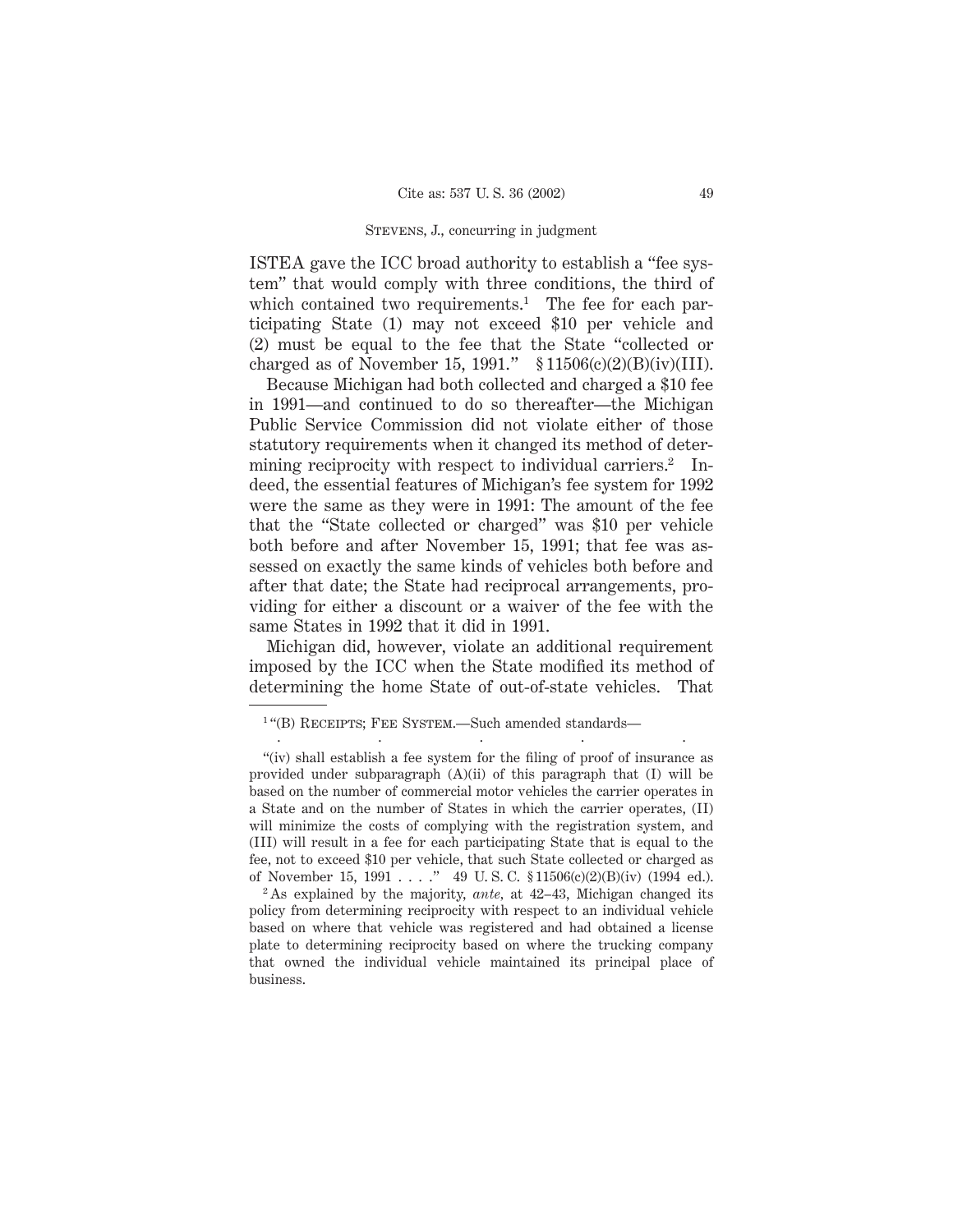ISTEA gave the ICC broad authority to establish a "fee system" that would comply with three conditions, the third of which contained two requirements.[1] The fee for each participating State (1) may not exceed $10 per vehicle and (2) must be equal to the fee that the State "collected or charged as of November 15, 1991." § 11506(c)(2)(B)(iv)(III).

Because Michigan had both collected and charged a $10 fee in 1991—and continued to do so thereafter—the Michigan Public Service Commission did not violate either of those statutory requirements when it changed its method of determining reciprocity with respect to individual carriers.[2] Indeed, the essential features of Michigan's fee system for 1992 were the same as they were in 1991: The amount of the fee that the "State collected or charged" was $10 per vehicle both before and after November 15, 1991; that fee was assessed on exactly the same kinds of vehicles both before and after that date; the State had reciprocal arrangements, providing for either a discount or a waiver of the fee with the same States in 1992 that it did in 1991.

Michigan did, however, violate an additional requirement imposed by the ICC when the State modified its method of determining the home State of out-of-state vehicles. That

---

[1] "(B) Receipts; Fee System.—Such amended standards—

. . . . .

"(iv) shall establish a fee system for the filing of proof of insurance as provided under subparagraph (A)(ii) of this paragraph that (I) will be based on the number of commercial motor vehicles the carrier operates in a State and on the number of States in which the carrier operates, (II) will minimize the costs of complying with the registration system, and (III) will result in a fee for each participating State that is equal to the fee, not to exceed $10 per vehicle, that such State collected or charged as of November 15, 1991 . . . ." 49 U. S. C. § 11506(c)(2)(B)(iv) (1994 ed.).

[2] As explained by the majority, *ante*, at 42–43, Michigan changed its policy from determining reciprocity with respect to an individual vehicle based on where that vehicle was registered and had obtained a license plate to determining reciprocity based on where the trucking company that owned the individual vehicle maintained its principal place of business.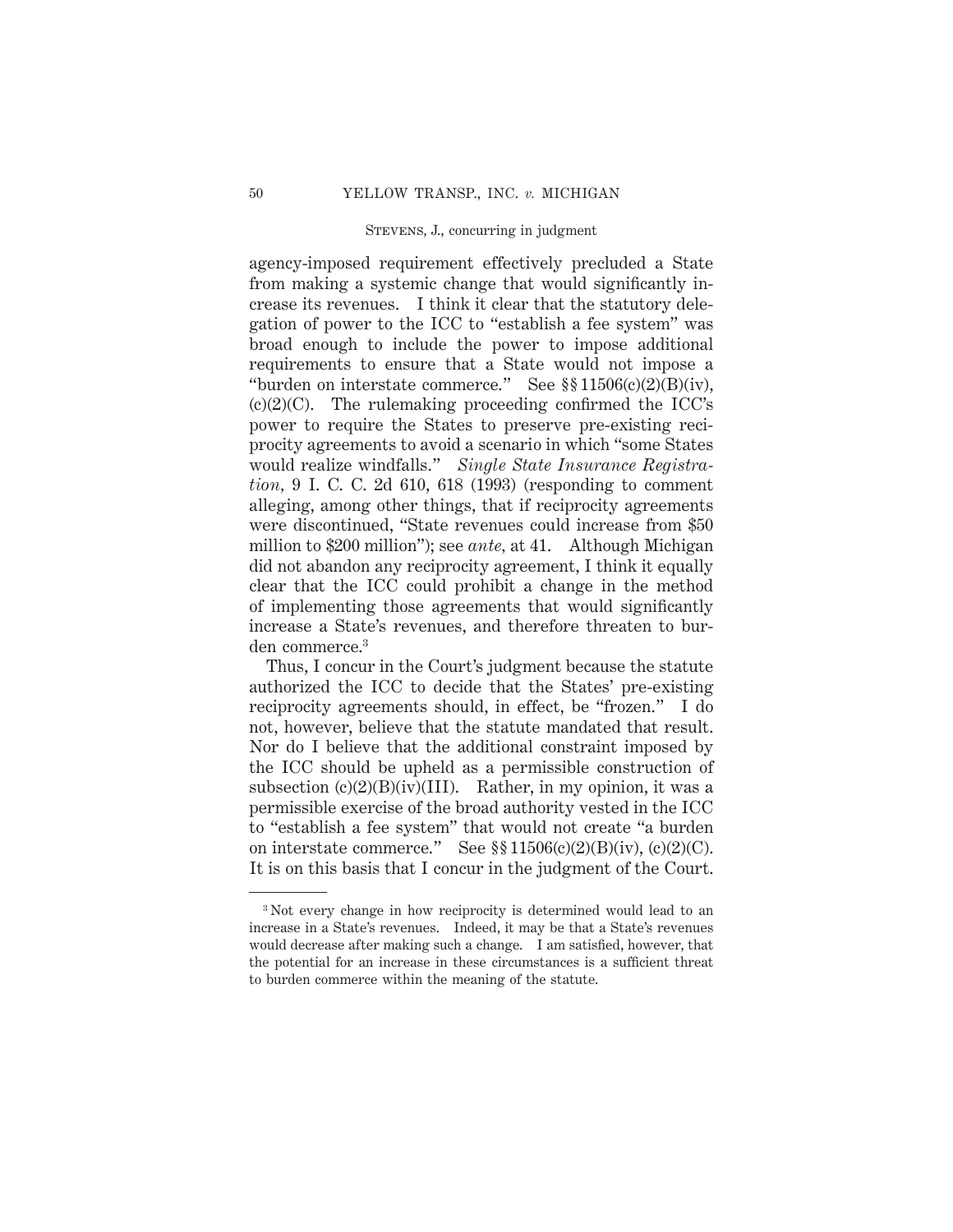agency-imposed requirement effectively precluded a State from making a systemic change that would significantly increase its revenues. I think it clear that the statutory delegation of power to the ICC to "establish a fee system" was broad enough to include the power to impose additional requirements to ensure that a State would not impose a "burden on interstate commerce." See §§ 11506(c)(2)(B)(iv), (c)(2)(C). The rulemaking proceeding confirmed the ICC's power to require the States to preserve pre-existing reciprocity agreements to avoid a scenario in which "some States would realize windfalls." *Single State Insurance Registration*, 9 I. C. C. 2d 610, 618 (1993) (responding to comment alleging, among other things, that if reciprocity agreements were discontinued, "State revenues could increase from $50 million to $200 million"); see *ante*, at 41. Although Michigan did not abandon any reciprocity agreement, I think it equally clear that the ICC could prohibit a change in the method of implementing those agreements that would significantly increase a State's revenues, and therefore threaten to burden commerce.[3]

Thus, I concur in the Court's judgment because the statute authorized the ICC to decide that the States' pre-existing reciprocity agreements should, in effect, be "frozen." I do not, however, believe that the statute mandated that result. Nor do I believe that the additional constraint imposed by the ICC should be upheld as a permissible construction of subsection (c)(2)(B)(iv)(III). Rather, in my opinion, it was a permissible exercise of the broad authority vested in the ICC to "establish a fee system" that would not create "a burden on interstate commerce." See §§ 11506(c)(2)(B)(iv), (c)(2)(C). It is on this basis that I concur in the judgment of the Court.

---

[3] Not every change in how reciprocity is determined would lead to an increase in a State's revenues. Indeed, it may be that a State's revenues would decrease after making such a change. I am satisfied, however, that the potential for an increase in these circumstances is a sufficient threat to burden commerce within the meaning of the statute.